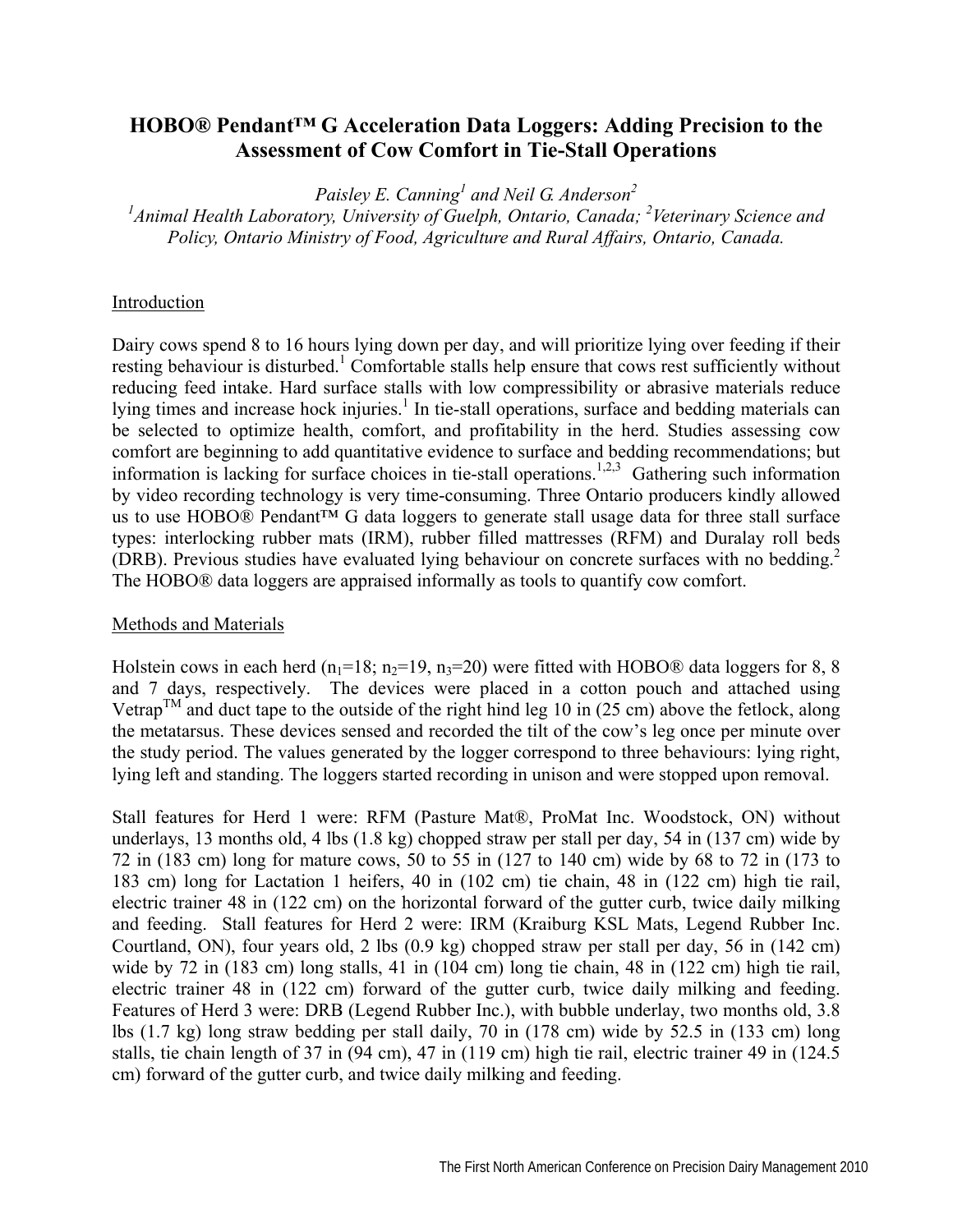# HOBO® Pendant™ G Acceleration Data Loggers: Adding Precision to the Assessment of Cow Comfort in Tie-Stall Operations

*Paisley E. Canning[1] and Neil G. Anderson[2]*

*[1]Animal Health Laboratory, University of Guelph, Ontario, Canada; [2]Veterinary Science and Policy, Ontario Ministry of Food, Agriculture and Rural Affairs, Ontario, Canada.*

## Introduction

Dairy cows spend 8 to 16 hours lying down per day, and will prioritize lying over feeding if their resting behaviour is disturbed.[1] Comfortable stalls help ensure that cows rest sufficiently without reducing feed intake. Hard surface stalls with low compressibility or abrasive materials reduce lying times and increase hock injuries.[1] In tie-stall operations, surface and bedding materials can be selected to optimize health, comfort, and profitability in the herd. Studies assessing cow comfort are beginning to add quantitative evidence to surface and bedding recommendations; but information is lacking for surface choices in tie-stall operations.[1,2,3] Gathering such information by video recording technology is very time-consuming. Three Ontario producers kindly allowed us to use HOBO® Pendant™ G data loggers to generate stall usage data for three stall surface types: interlocking rubber mats (IRM), rubber filled mattresses (RFM) and Duralay roll beds (DRB). Previous studies have evaluated lying behaviour on concrete surfaces with no bedding.[2] The HOBO® data loggers are appraised informally as tools to quantify cow comfort.

## Methods and Materials

Holstein cows in each herd ($n_1$=18; $n_2$=19, $n_3$=20) were fitted with HOBO® data loggers for 8, 8 and 7 days, respectively. The devices were placed in a cotton pouch and attached using Vetrap™ and duct tape to the outside of the right hind leg 10 in (25 cm) above the fetlock, along the metatarsus. These devices sensed and recorded the tilt of the cow's leg once per minute over the study period. The values generated by the logger correspond to three behaviours: lying right, lying left and standing. The loggers started recording in unison and were stopped upon removal.

Stall features for Herd 1 were: RFM (Pasture Mat®, ProMat Inc. Woodstock, ON) without underlays, 13 months old, 4 lbs (1.8 kg) chopped straw per stall per day, 54 in (137 cm) wide by 72 in (183 cm) long for mature cows, 50 to 55 in (127 to 140 cm) wide by 68 to 72 in (173 to 183 cm) long for Lactation 1 heifers, 40 in (102 cm) tie chain, 48 in (122 cm) high tie rail, electric trainer 48 in (122 cm) on the horizontal forward of the gutter curb, twice daily milking and feeding. Stall features for Herd 2 were: IRM (Kraiburg KSL Mats, Legend Rubber Inc. Courtland, ON), four years old, 2 lbs (0.9 kg) chopped straw per stall per day, 56 in (142 cm) wide by 72 in (183 cm) long stalls, 41 in (104 cm) long tie chain, 48 in (122 cm) high tie rail, electric trainer 48 in (122 cm) forward of the gutter curb, twice daily milking and feeding. Features of Herd 3 were: DRB (Legend Rubber Inc.), with bubble underlay, two months old, 3.8 lbs (1.7 kg) long straw bedding per stall daily, 70 in (178 cm) wide by 52.5 in (133 cm) long stalls, tie chain length of 37 in (94 cm), 47 in (119 cm) high tie rail, electric trainer 49 in (124.5 cm) forward of the gutter curb, and twice daily milking and feeding.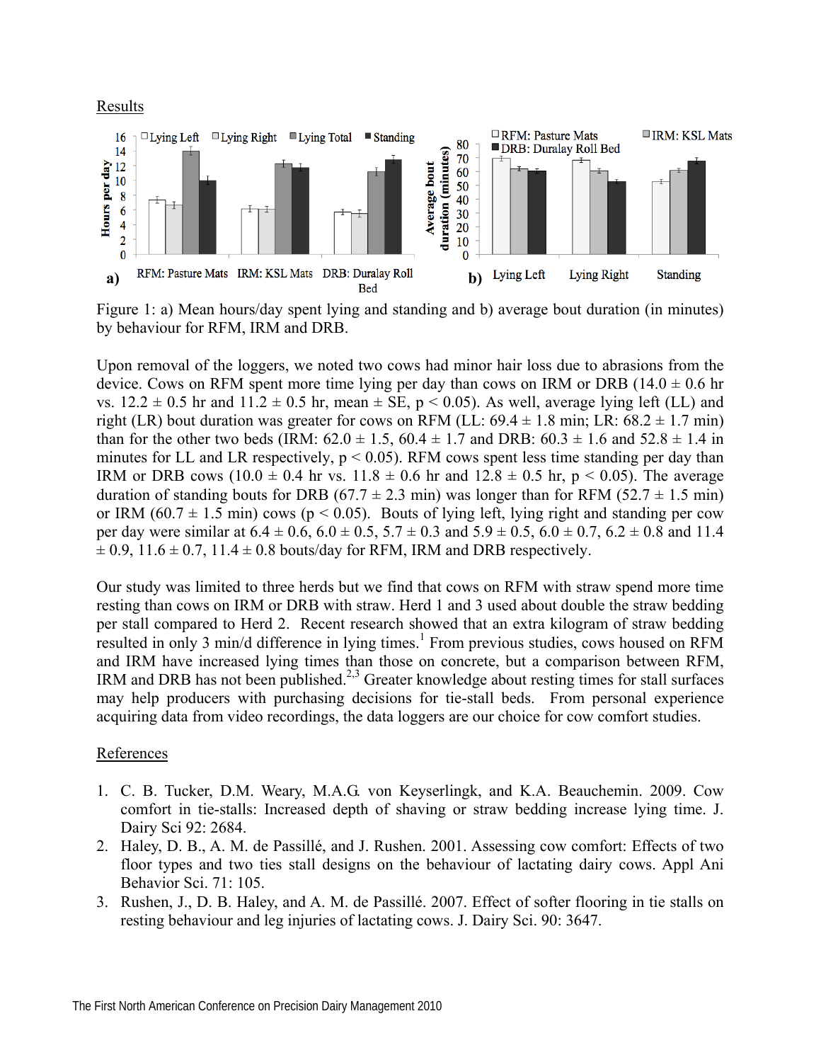## Results

16
14
12
10
8
6
4
2
0

Hours per day

□Lying Left □Lying Right ■Lying Total ■Standing

a) RFM: Pasture Mats IRM: KSL Mats DRB: Duralay Roll Bed

80
70
60
50
40
30
20
10
0

Average bout duration (minutes)

□RFM: Pasture Mats □IRM: KSL Mats ■DRB: Duralay Roll Bed

b) Lying Left Lying Right Standing

Figure 1: a) Mean hours/day spent lying and standing and b) average bout duration (in minutes) by behaviour for RFM, IRM and DRB.

Upon removal of the loggers, we noted two cows had minor hair loss due to abrasions from the device. Cows on RFM spent more time lying per day than cows on IRM or DRB (14.0 ± 0.6 hr vs. 12.2 ± 0.5 hr and 11.2 ± 0.5 hr, mean ± SE, $p < 0.05$). As well, average lying left (LL) and right (LR) bout duration was greater for cows on RFM (LL: 69.4 ± 1.8 min; LR: 68.2 ± 1.7 min) than for the other two beds (IRM: 62.0 ± 1.5, 60.4 ± 1.7 and DRB: 60.3 ± 1.6 and 52.8 ± 1.4 in minutes for LL and LR respectively, $p < 0.05$). RFM cows spent less time standing per day than IRM or DRB cows (10.0 ± 0.4 hr vs. 11.8 ± 0.6 hr and 12.8 ± 0.5 hr, $p < 0.05$). The average duration of standing bouts for DRB (67.7 ± 2.3 min) was longer than for RFM (52.7 ± 1.5 min) or IRM (60.7 ± 1.5 min) cows ($p < 0.05$). Bouts of lying left, lying right and standing per cow per day were similar at 6.4 ± 0.6, 6.0 ± 0.5, 5.7 ± 0.3 and 5.9 ± 0.5, 6.0 ± 0.7, 6.2 ± 0.8 and 11.4 ± 0.9, 11.6 ± 0.7, 11.4 ± 0.8 bouts/day for RFM, IRM and DRB respectively.

Our study was limited to three herds but we find that cows on RFM with straw spend more time resting than cows on IRM or DRB with straw. Herd 1 and 3 used about double the straw bedding per stall compared to Herd 2. Recent research showed that an extra kilogram of straw bedding resulted in only 3 min/d difference in lying times.[1] From previous studies, cows housed on RFM and IRM have increased lying times than those on concrete, but a comparison between RFM, IRM and DRB has not been published.[2,3] Greater knowledge about resting times for stall surfaces may help producers with purchasing decisions for tie-stall beds. From personal experience acquiring data from video recordings, the data loggers are our choice for cow comfort studies.

## References

1. C. B. Tucker, D.M. Weary, M.A.G. von Keyserlingk, and K.A. Beauchemin. 2009. Cow comfort in tie-stalls: Increased depth of shaving or straw bedding increase lying time. J. Dairy Sci 92: 2684.
2. Haley, D. B., A. M. de Passillé, and J. Rushen. 2001. Assessing cow comfort: Effects of two floor types and two ties stall designs on the behaviour of lactating dairy cows. Appl Ani Behavior Sci. 71: 105.
3. Rushen, J., D. B. Haley, and A. M. de Passillé. 2007. Effect of softer flooring in tie stalls on resting behaviour and leg injuries of lactating cows. J. Dairy Sci. 90: 3647.